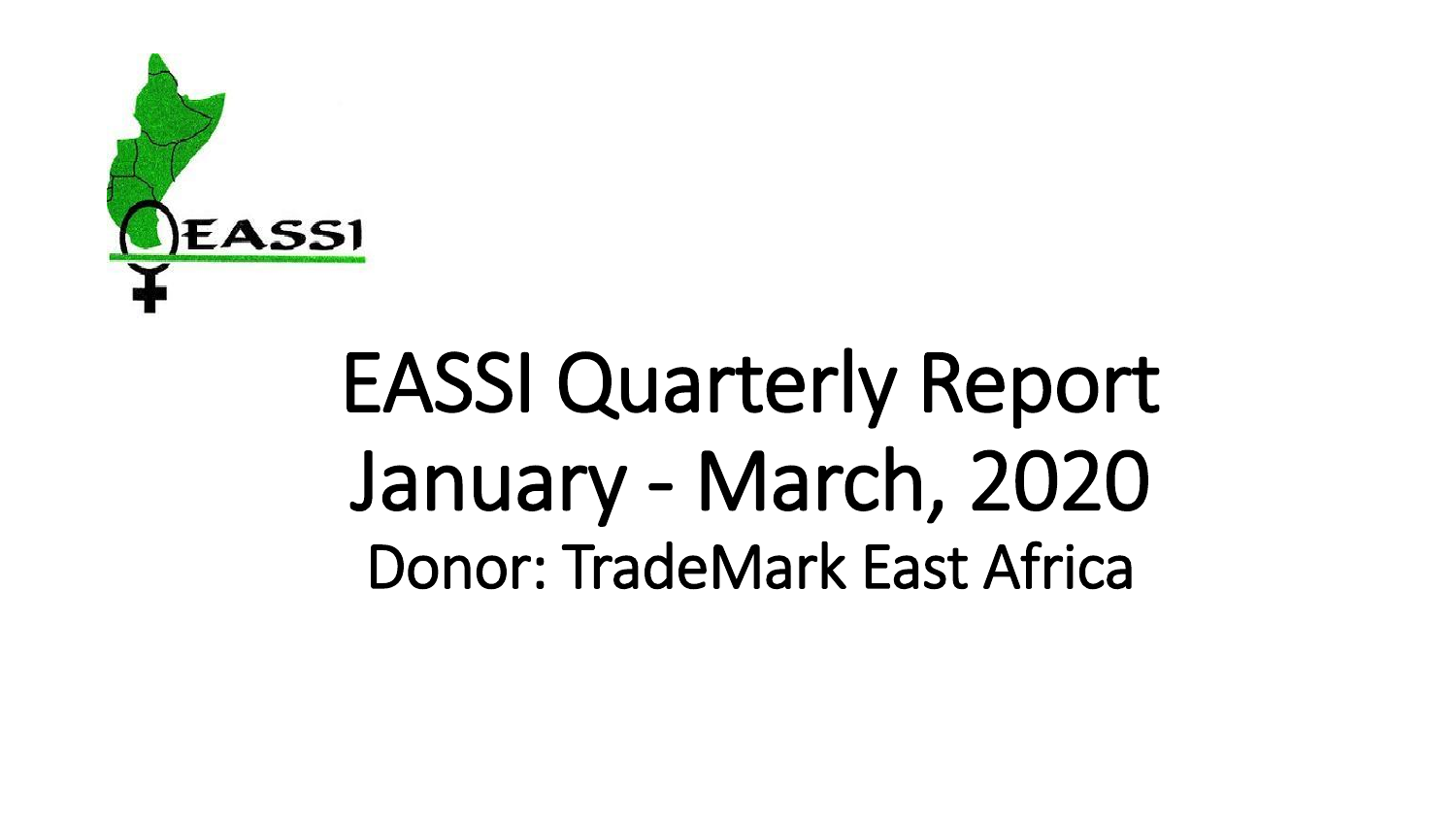# EASSI Quarterly Report January - March, 2020

Donor: TradeMark East Africa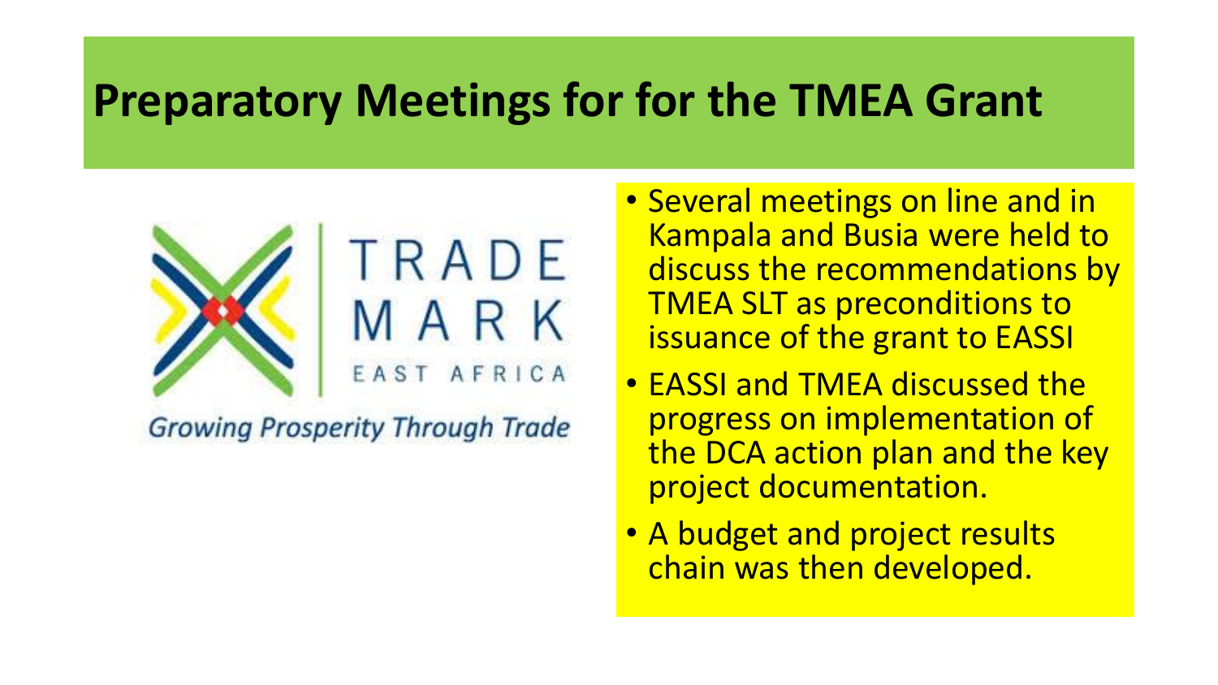# Preparatory Meetings for for the TMEA Grant

TRADE MARK EAST AFRICA

*Growing Prosperity Through Trade*

- Several meetings on line and in Kampala and Busia were held to discuss the recommendations by TMEA SLT as preconditions to issuance of the grant to EASSI
- EASSI and TMEA discussed the progress on implementation of the DCA action plan and the key project documentation.
- A budget and project results chain was then developed.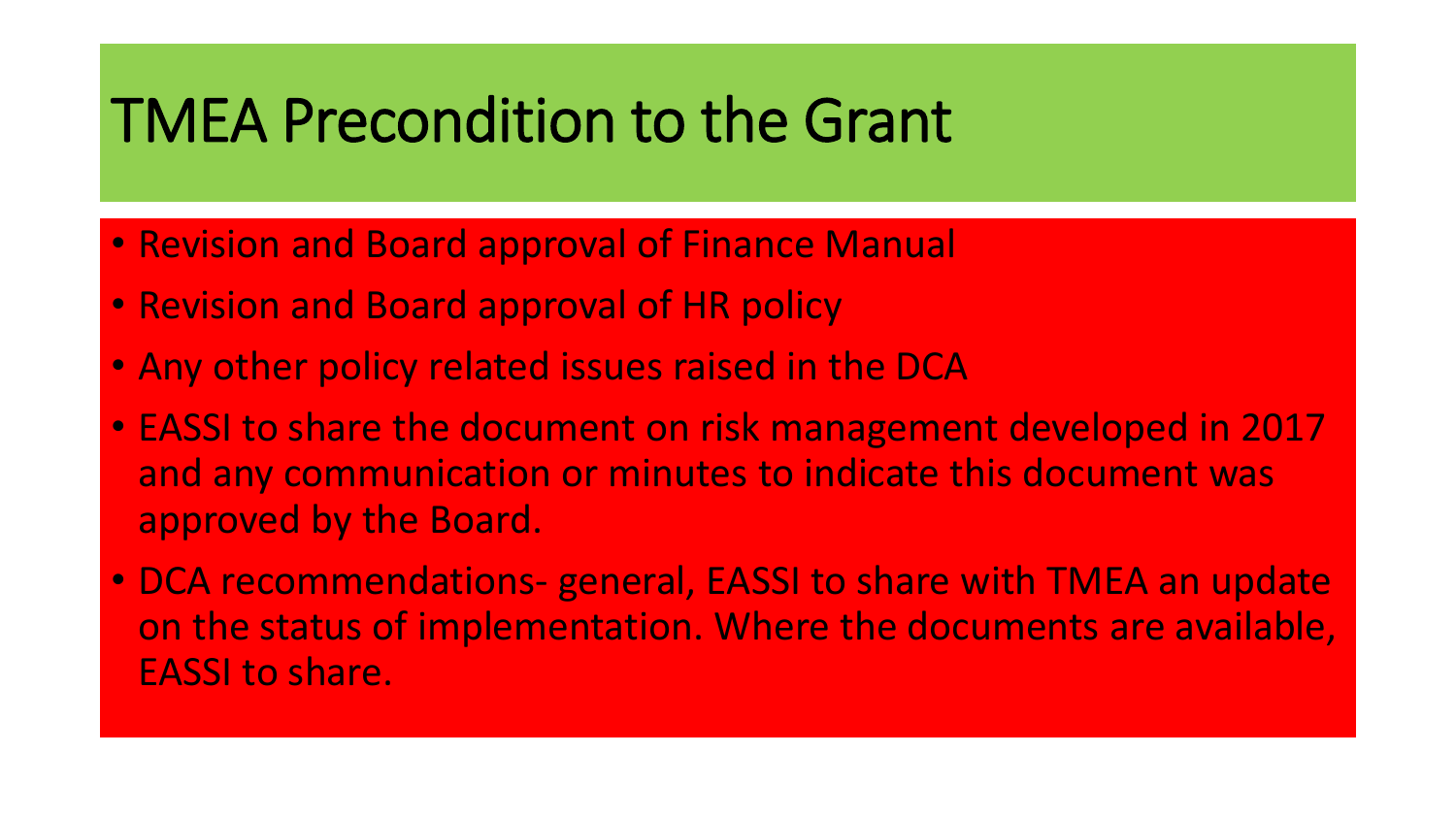# TMEA Precondition to the Grant

- Revision and Board approval of Finance Manual
- Revision and Board approval of HR policy
- Any other policy related issues raised in the DCA
- EASSI to share the document on risk management developed in 2017 and any communication or minutes to indicate this document was approved by the Board.
- DCA recommendations- general, EASSI to share with TMEA an update on the status of implementation. Where the documents are available, EASSI to share.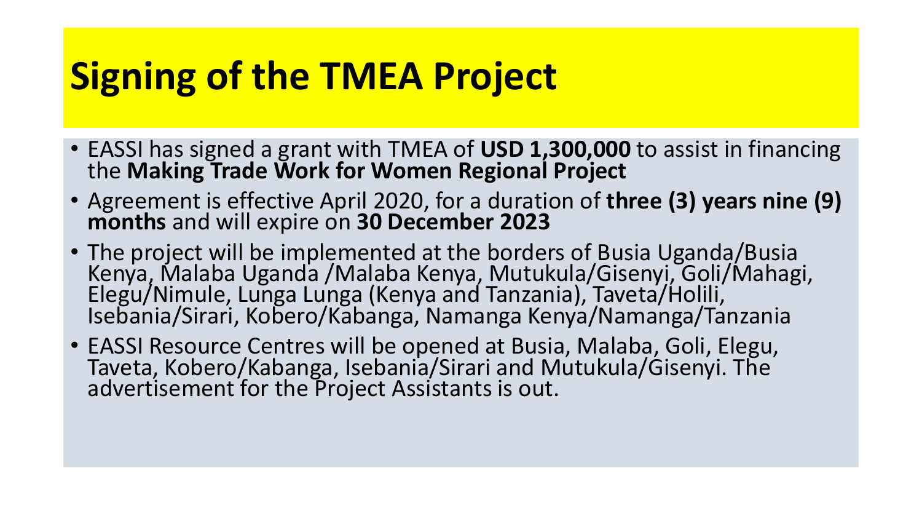# Signing of the TMEA Project

- EASSI has signed a grant with TMEA of **USD 1,300,000** to assist in financing the **Making Trade Work for Women Regional Project**
- Agreement is effective April 2020, for a duration of **three (3) years nine (9) months** and will expire on **30 December 2023**
- The project will be implemented at the borders of Busia Uganda/Busia Kenya, Malaba Uganda /Malaba Kenya, Mutukula/Gisenyi, Goli/Mahagi, Elegu/Nimule, Lunga Lunga (Kenya and Tanzania), Taveta/Holili, Isebania/Sirari, Kobero/Kabanga, Namanga Kenya/Namanga/Tanzania
- EASSI Resource Centres will be opened at Busia, Malaba, Goli, Elegu, Taveta, Kobero/Kabanga, Isebania/Sirari and Mutukula/Gisenyi. The advertisement for the Project Assistants is out.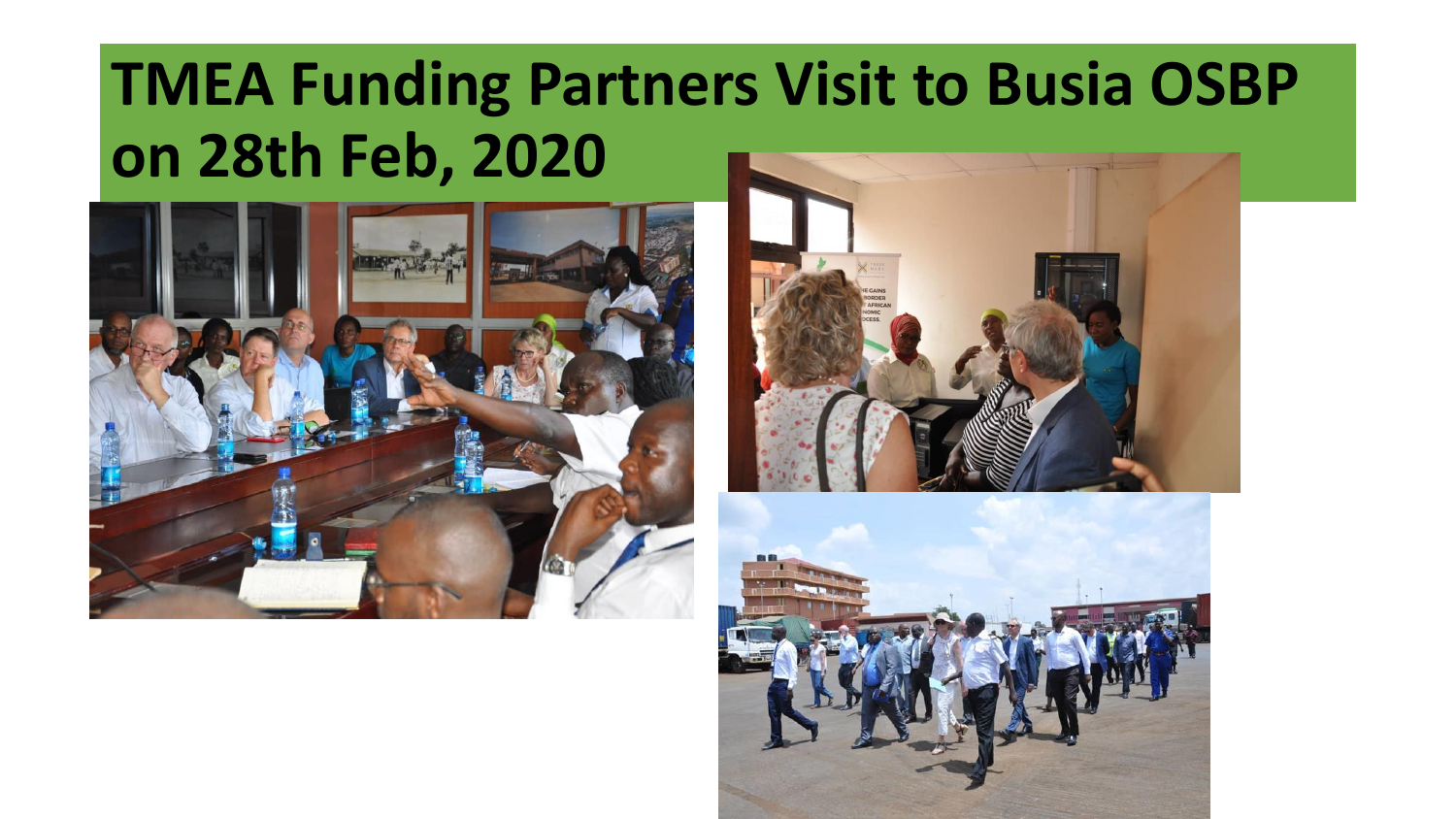# TMEA Funding Partners Visit to Busia OSBP on 28th Feb, 2020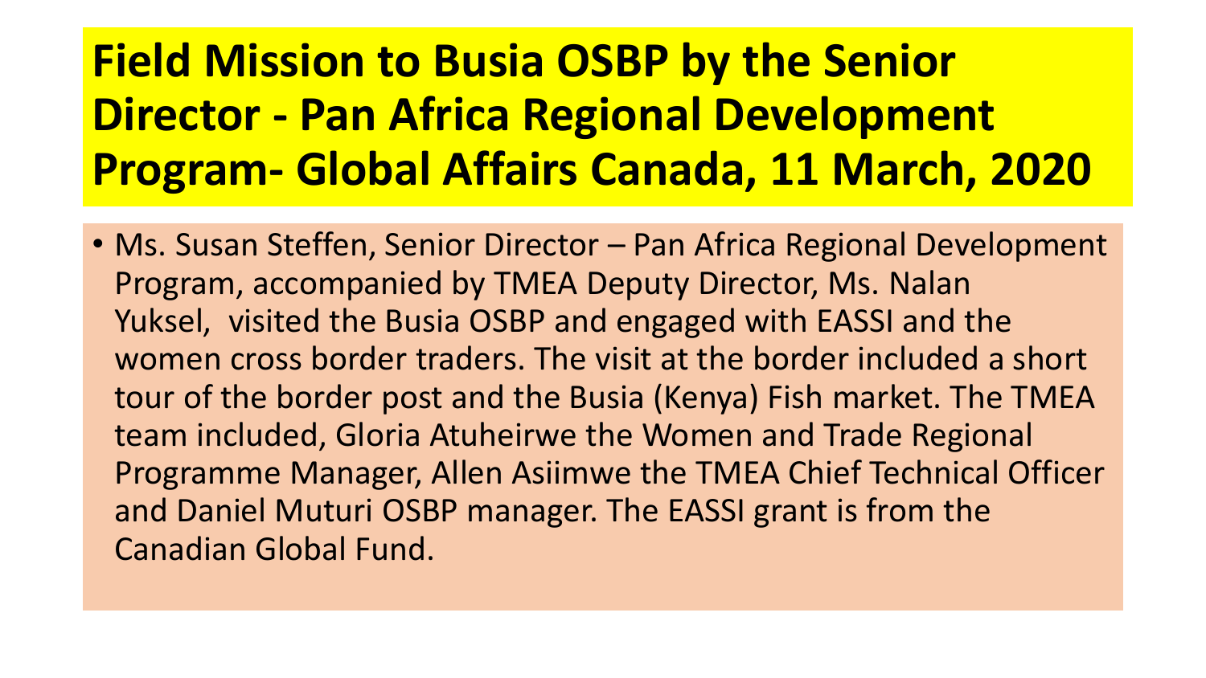# Field Mission to Busia OSBP by the Senior Director - Pan Africa Regional Development Program- Global Affairs Canada, 11 March, 2020

- Ms. Susan Steffen, Senior Director – Pan Africa Regional Development Program, accompanied by TMEA Deputy Director, Ms. Nalan Yuksel, visited the Busia OSBP and engaged with EASSI and the women cross border traders. The visit at the border included a short tour of the border post and the Busia (Kenya) Fish market. The TMEA team included, Gloria Atuheirwe the Women and Trade Regional Programme Manager, Allen Asiimwe the TMEA Chief Technical Officer and Daniel Muturi OSBP manager. The EASSI grant is from the Canadian Global Fund.